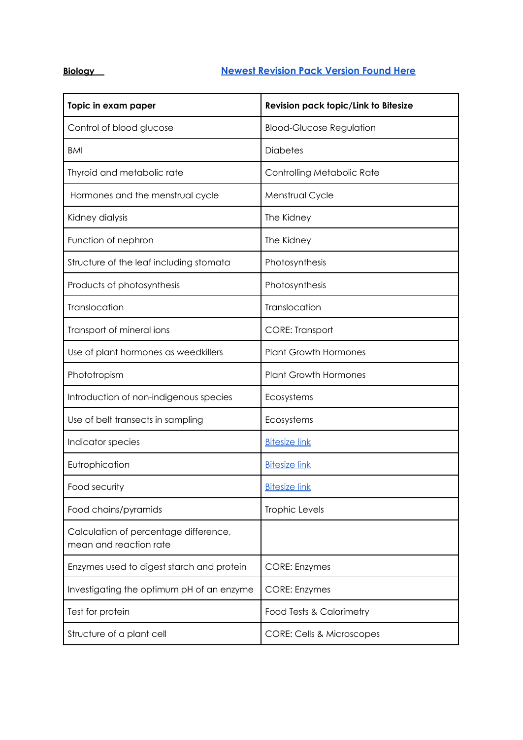**Biology** [Newest Revision Pack Version Found Here]

| Topic in exam paper | Revision pack topic/Link to Bitesize |
| --- | --- |
| Control of blood glucose | Blood-Glucose Regulation |
| BMI | Diabetes |
| Thyroid and metabolic rate | Controlling Metabolic Rate |
| Hormones and the menstrual cycle | Menstrual Cycle |
| Kidney dialysis | The Kidney |
| Function of nephron | The Kidney |
| Structure of the leaf including stomata | Photosynthesis |
| Products of photosynthesis | Photosynthesis |
| Translocation | Translocation |
| Transport of mineral ions | CORE: Transport |
| Use of plant hormones as weedkillers | Plant Growth Hormones |
| Phototropism | Plant Growth Hormones |
| Introduction of non-indigenous species | Ecosystems |
| Use of belt transects in sampling | Ecosystems |
| Indicator species | Bitesize link |
| Eutrophication | Bitesize link |
| Food security | Bitesize link |
| Food chains/pyramids | Trophic Levels |
| Calculation of percentage difference, mean and reaction rate | |
| Enzymes used to digest starch and protein | CORE: Enzymes |
| Investigating the optimum pH of an enzyme | CORE: Enzymes |
| Test for protein | Food Tests & Calorimetry |
| Structure of a plant cell | CORE: Cells & Microscopes |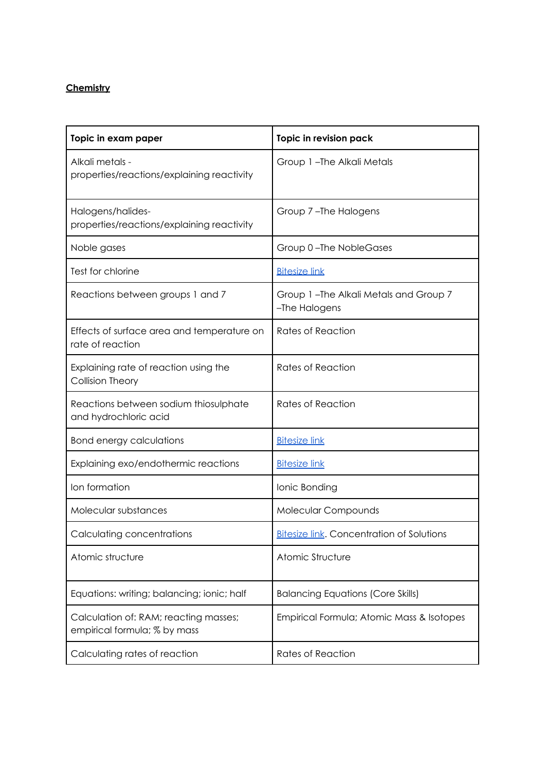**Chemistry**

| Topic in exam paper | Topic in revision pack |
| --- | --- |
| Alkali metals - properties/reactions/explaining reactivity | Group 1 –The Alkali Metals |
| Halogens/halides- properties/reactions/explaining reactivity | Group 7 –The Halogens |
| Noble gases | Group 0 –The NobleGases |
| Test for chlorine | Bitesize link |
| Reactions between groups 1 and 7 | Group 1 –The Alkali Metals and Group 7 –The Halogens |
| Effects of surface area and temperature on rate of reaction | Rates of Reaction |
| Explaining rate of reaction using the Collision Theory | Rates of Reaction |
| Reactions between sodium thiosulphate and hydrochloric acid | Rates of Reaction |
| Bond energy calculations | Bitesize link |
| Explaining exo/endothermic reactions | Bitesize link |
| Ion formation | Ionic Bonding |
| Molecular substances | Molecular Compounds |
| Calculating concentrations | Bitesize link. Concentration of Solutions |
| Atomic structure | Atomic Structure |
| Equations: writing; balancing; ionic; half | Balancing Equations (Core Skills) |
| Calculation of: RAM; reacting masses; empirical formula; % by mass | Empirical Formula; Atomic Mass & Isotopes |
| Calculating rates of reaction | Rates of Reaction |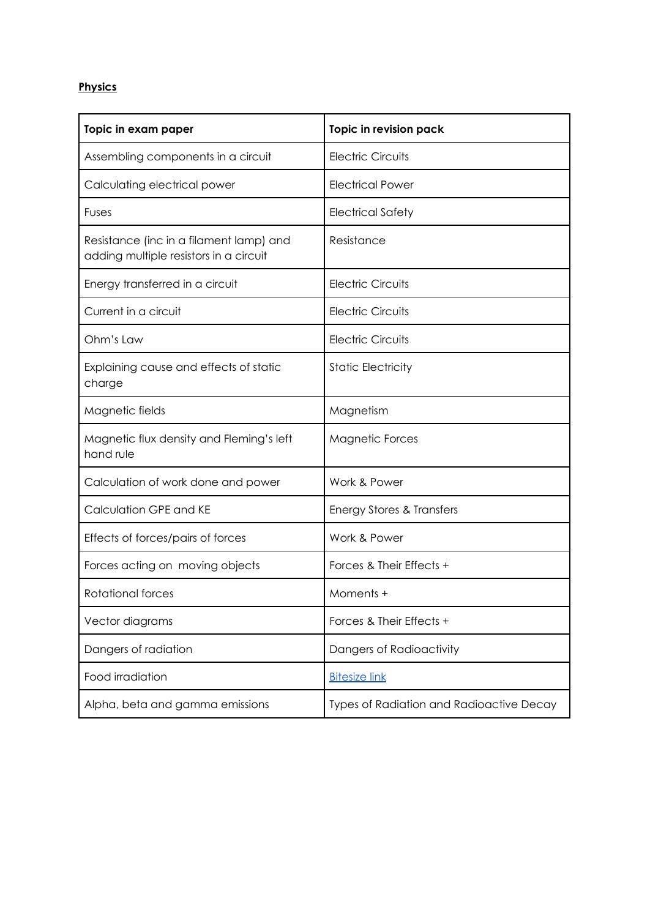**Physics**

| Topic in exam paper | Topic in revision pack |
| --- | --- |
| Assembling components in a circuit | Electric Circuits |
| Calculating electrical power | Electrical Power |
| Fuses | Electrical Safety |
| Resistance (inc in a filament lamp) and adding multiple resistors in a circuit | Resistance |
| Energy transferred in a circuit | Electric Circuits |
| Current in a circuit | Electric Circuits |
| Ohm's Law | Electric Circuits |
| Explaining cause and effects of static charge | Static Electricity |
| Magnetic fields | Magnetism |
| Magnetic flux density and Fleming's left hand rule | Magnetic Forces |
| Calculation of work done and power | Work & Power |
| Calculation GPE and KE | Energy Stores & Transfers |
| Effects of forces/pairs of forces | Work & Power |
| Forces acting on moving objects | Forces & Their Effects + |
| Rotational forces | Moments + |
| Vector diagrams | Forces & Their Effects + |
| Dangers of radiation | Dangers of Radioactivity |
| Food irradiation | Bitesize link |
| Alpha, beta and gamma emissions | Types of Radiation and Radioactive Decay |